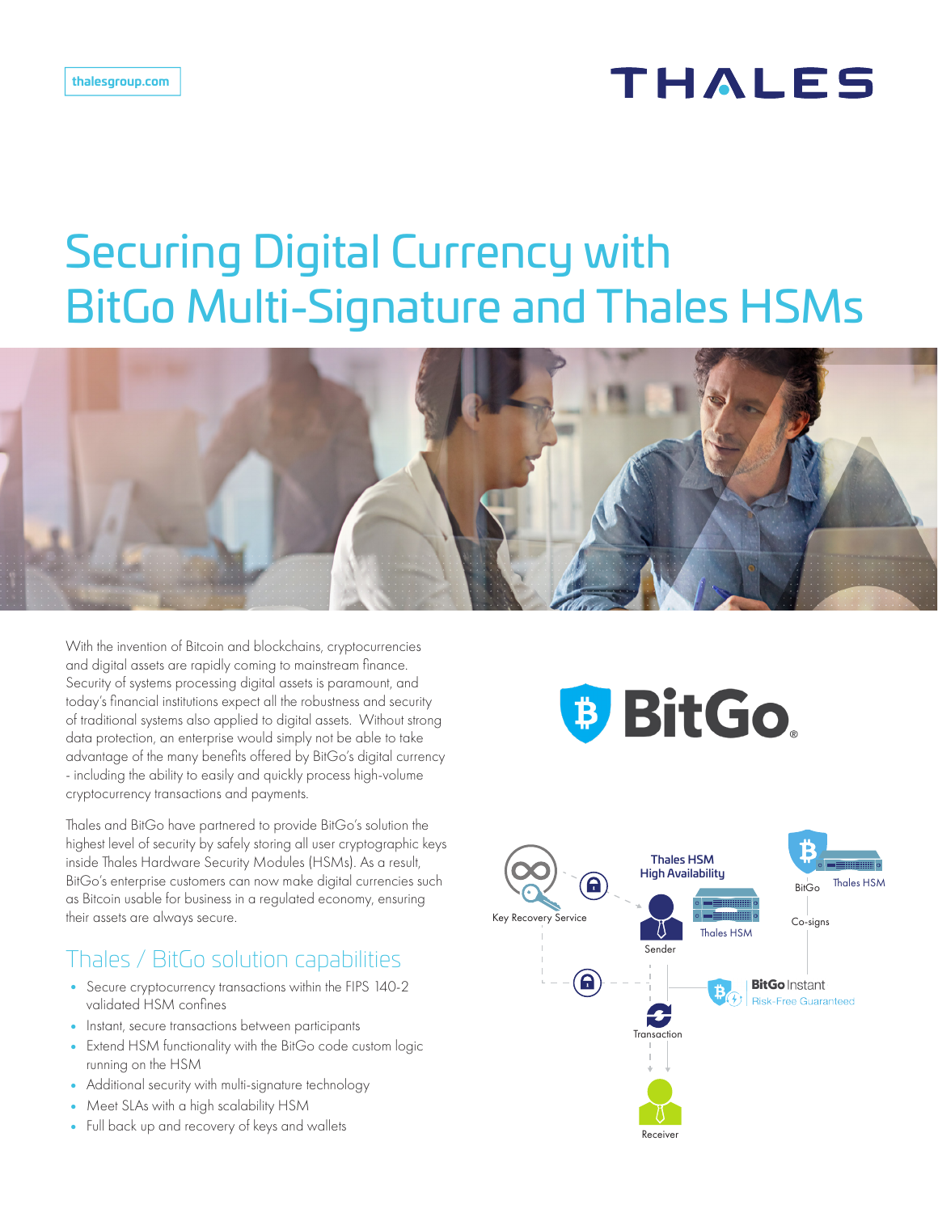# Securing Digital Currency with BitGo Multi-Signature and Thales HSMs

With the invention of Bitcoin and blockchains, cryptocurrencies and digital assets are rapidly coming to mainstream finance. Security of systems processing digital assets is paramount, and today's financial institutions expect all the robustness and security of traditional systems also applied to digital assets. Without strong data protection, an enterprise would simply not be able to take advantage of the many benefits offered by BitGo's digital currency - including the ability to easily and quickly process high-volume cryptocurrency transactions and payments.

Thales and BitGo have partnered to provide BitGo's solution the highest level of security by safely storing all user cryptographic keys inside Thales Hardware Security Modules (HSMs). As a result, BitGo's enterprise customers can now make digital currencies such as Bitcoin usable for business in a regulated economy, ensuring their assets are always secure.

## Thales / BitGo solution capabilities

- Secure cryptocurrency transactions within the FIPS 140-2 validated HSM confines
- Instant, secure transactions between participants
- Extend HSM functionality with the BitGo code custom logic running on the HSM
- Additional security with multi-signature technology
- Meet SLAs with a high scalability HSM
- Full back up and recovery of keys and wallets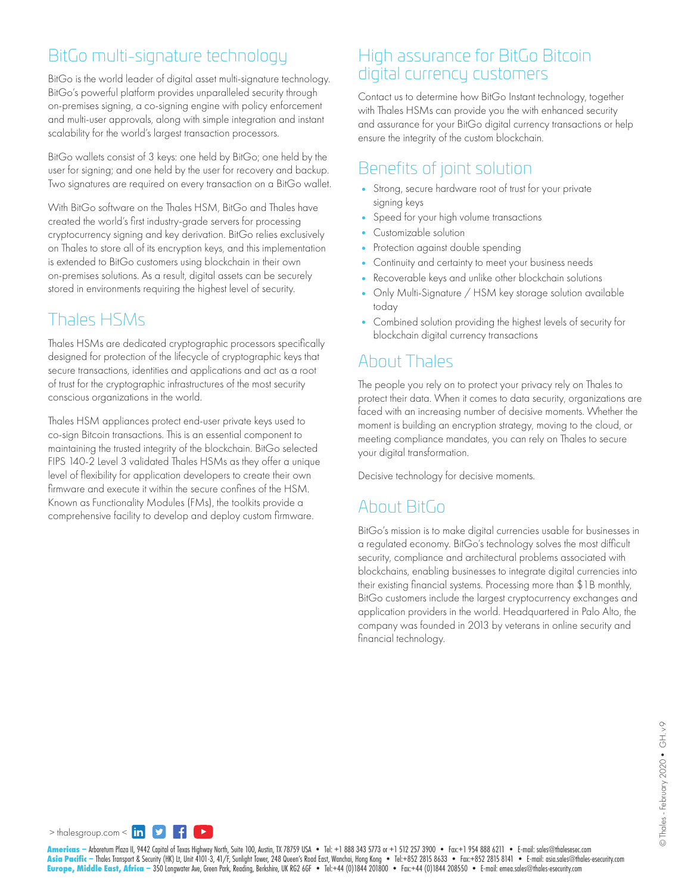## BitGo multi-signature technology

BitGo is the world leader of digital asset multi-signature technology. BitGo's powerful platform provides unparalleled security through on-premises signing, a co-signing engine with policy enforcement and multi-user approvals, along with simple integration and instant scalability for the world's largest transaction processors.

BitGo wallets consist of 3 keys: one held by BitGo; one held by the user for signing; and one held by the user for recovery and backup. Two signatures are required on every transaction on a BitGo wallet.

With BitGo software on the Thales HSM, BitGo and Thales have created the world's first industry-grade servers for processing cryptocurrency signing and key derivation. BitGo relies exclusively on Thales to store all of its encryption keys, and this implementation is extended to BitGo customers using blockchain in their own on-premises solutions. As a result, digital assets can be securely stored in environments requiring the highest level of security.

## Thales HSMs

Thales HSMs are dedicated cryptographic processors specifically designed for protection of the lifecycle of cryptographic keys that secure transactions, identities and applications and act as a root of trust for the cryptographic infrastructures of the most security conscious organizations in the world.

Thales HSM appliances protect end-user private keys used to co-sign Bitcoin transactions. This is an essential component to maintaining the trusted integrity of the blockchain. BitGo selected FIPS 140-2 Level 3 validated Thales HSMs as they offer a unique level of flexibility for application developers to create their own firmware and execute it within the secure confines of the HSM. Known as Functionality Modules (FMs), the toolkits provide a comprehensive facility to develop and deploy custom firmware.

## High assurance for BitGo Bitcoin digital currency customers

Contact us to determine how BitGo Instant technology, together with Thales HSMs can provide you the with enhanced security and assurance for your BitGo digital currency transactions or help ensure the integrity of the custom blockchain.

## Benefits of joint solution

- Strong, secure hardware root of trust for your private signing keys
- Speed for your high volume transactions
- Customizable solution
- Protection against double spending
- Continuity and certainty to meet your business needs
- Recoverable keys and unlike other blockchain solutions
- Only Multi-Signature / HSM key storage solution available today
- Combined solution providing the highest levels of security for blockchain digital currency transactions

## About Thales

The people you rely on to protect your privacy rely on Thales to protect their data. When it comes to data security, organizations are faced with an increasing number of decisive moments. Whether the moment is building an encryption strategy, moving to the cloud, or meeting compliance mandates, you can rely on Thales to secure your digital transformation.

Decisive technology for decisive moments.

## About BitGo

BitGo's mission is to make digital currencies usable for businesses in a regulated economy. BitGo's technology solves the most difficult security, compliance and architectural problems associated with blockchains, enabling businesses to integrate digital currencies into their existing financial systems. Processing more than $1B monthly, BitGo customers include the largest cryptocurrency exchanges and application providers in the world. Headquartered in Palo Alto, the company was founded in 2013 by veterans in online security and financial technology.

> thalesgroup.com <

**Americas –** Arboretum Plaza II, 9442 Capital of Texas Highway North, Suite 100, Austin, TX 78759 USA • Tel: +1 888 343 5773 or +1 512 257 3900 • Fax:+1 954 888 6211 • E-mail: sales@thalesesec.com
**Asia Pacific –** Thales Transport & Security (HK) Lt, Unit 4101-3, 41/F, Sunlight Tower, 248 Queen's Road East, Wanchai, Hong Kong • Tel:+852 2815 8633 • Fax:+852 2815 8141 • E-mail: asia.sales@thales-esecurity.com
**Europe, Middle East, Africa –** 350 Longwater Ave, Green Park, Reading, Berkshire, UK RG2 6GF • Tel:+44 (0)1844 201800 • Fax:+44 (0)1844 208550 • E-mail: emea.sales@thales-esecurity.com

© Thales - February 2020 • GH, v9